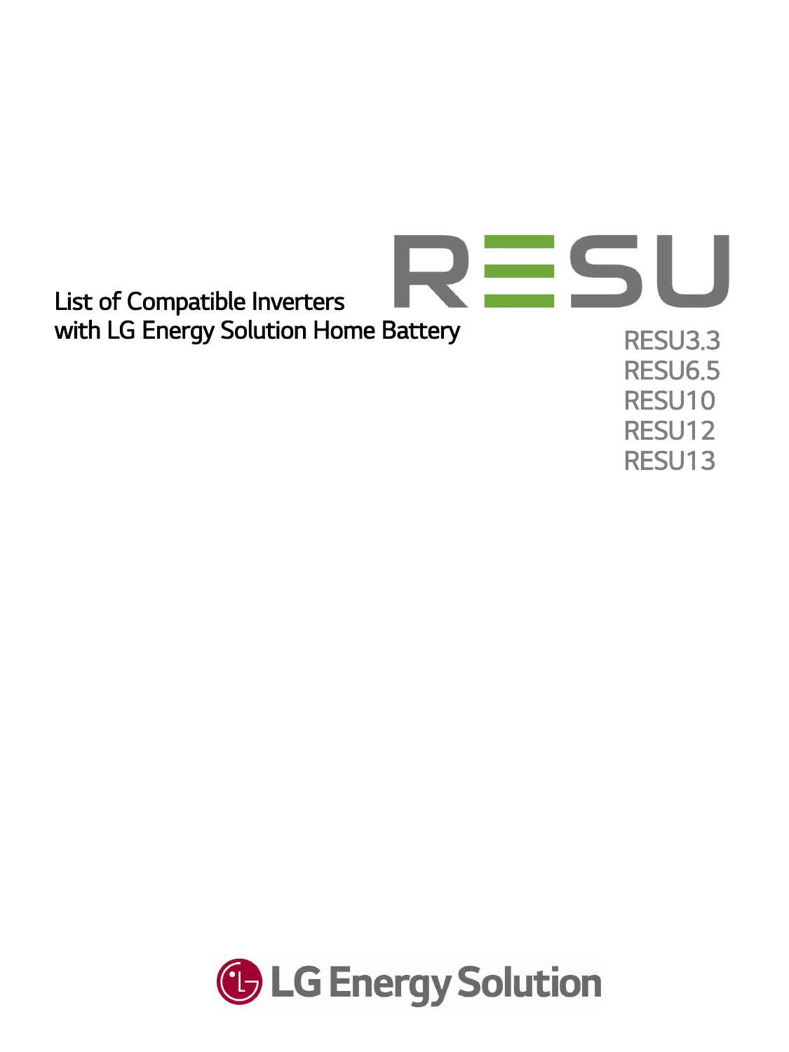# List of Compatible Inverters with LG Energy Solution Home Battery

RESU

RESU3.3
RESU6.5
RESU10
RESU12
RESU13

LG Energy Solution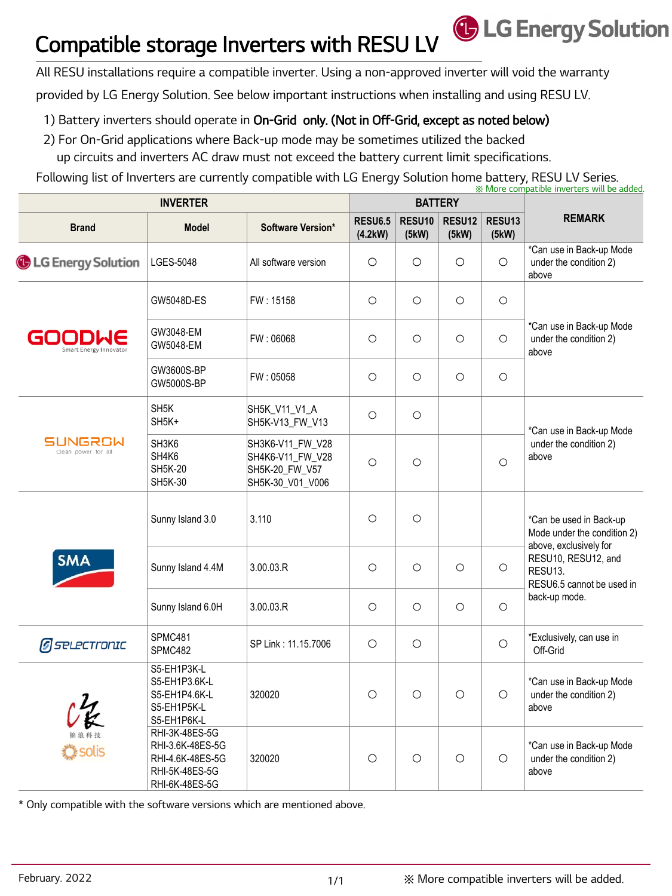# Compatible storage Inverters with RESU LV

LG Energy Solution

All RESU installations require a compatible inverter. Using a non-approved inverter will void the warranty provided by LG Energy Solution. See below important instructions when installing and using RESU LV.

1) Battery inverters should operate in **On-Grid only. (Not in Off-Grid, except as noted below)**
2) For On-Grid applications where Back-up mode may be sometimes utilized the backed up circuits and inverters AC draw must not exceed the battery current limit specifications.

Following list of Inverters are currently compatible with LG Energy Solution home battery, RESU LV Series.

※ More compatible inverters will be added.

| INVERTER | | | BATTERY | | | | REMARK |
|---|---|---|---|---|---|---|---|
| Brand | Model | Software Version* | RESU6.5 (4.2kW) | RESU10 (5kW) | RESU12 (5kW) | RESU13 (5kW) | |
| LG Energy Solution | LGES-5048 | All software version | ○ | ○ | ○ | ○ | *Can use in Back-up Mode under the condition 2) above |
| GOODWE | GW5048D-ES | FW : 15158 | ○ | ○ | ○ | ○ | *Can use in Back-up Mode under the condition 2) above |
| | GW3048-EM GW5048-EM | FW : 06068 | ○ | ○ | ○ | ○ | |
| | GW3600S-BP GW5000S-BP | FW : 05058 | ○ | ○ | ○ | ○ | |
| SUNGROW | SH5K SH5K+ | SH5K_V11_V1_A SH5K-V13_FW_V13 | ○ | ○ | | | *Can use in Back-up Mode under the condition 2) above |
| | SH3K6 SH4K6 SH5K-20 SH5K-30 | SH3K6-V11_FW_V28 SH4K6-V11_FW_V28 SH5K-20_FW_V57 SH5K-30_V01_V006 | ○ | ○ | | ○ | |
| SMA | Sunny Island 3.0 | 3.110 | ○ | ○ | | | *Can be used in Back-up Mode under the condition 2) above, exclusively for RESU10, RESU12, and RESU13. RESU6.5 cannot be used in back-up mode. |
| | Sunny Island 4.4M | 3.00.03.R | ○ | ○ | ○ | ○ | |
| | Sunny Island 6.0H | 3.00.03.R | ○ | ○ | ○ | ○ | |
| SELECTRONIC | SPMC481 SPMC482 | SP Link : 11.15.7006 | ○ | ○ | | ○ | *Exclusively, can use in Off-Grid |
| 锦浪科技 solis | S5-EH1P3K-L S5-EH1P3.6K-L S5-EH1P4.6K-L S5-EH1P5K-L S5-EH1P6K-L | 320020 | ○ | ○ | ○ | ○ | *Can use in Back-up Mode under the condition 2) above |
| | RHI-3K-48ES-5G RHI-3.6K-48ES-5G RHI-4.6K-48ES-5G RHI-5K-48ES-5G RHI-6K-48ES-5G | 320020 | ○ | ○ | ○ | ○ | *Can use in Back-up Mode under the condition 2) above |

* Only compatible with the software versions which are mentioned above.

February. 2022

※ More compatible inverters will be added.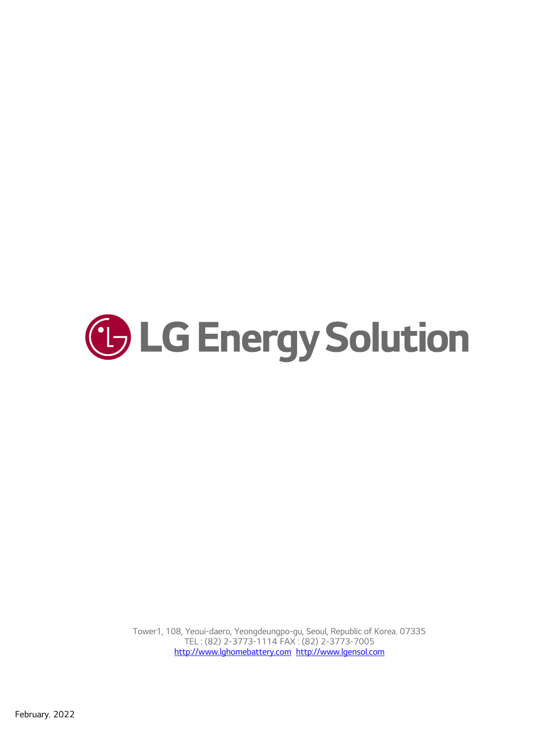LG Energy Solution

Tower1, 108, Yeoui-daero, Yeongdeungpo-gu, Seoul, Republic of Korea. 07335
TEL : (82) 2-3773-1114 FAX : (82) 2-3773-7005
http://www.lghomebattery.com http://www.lgensol.com

February. 2022